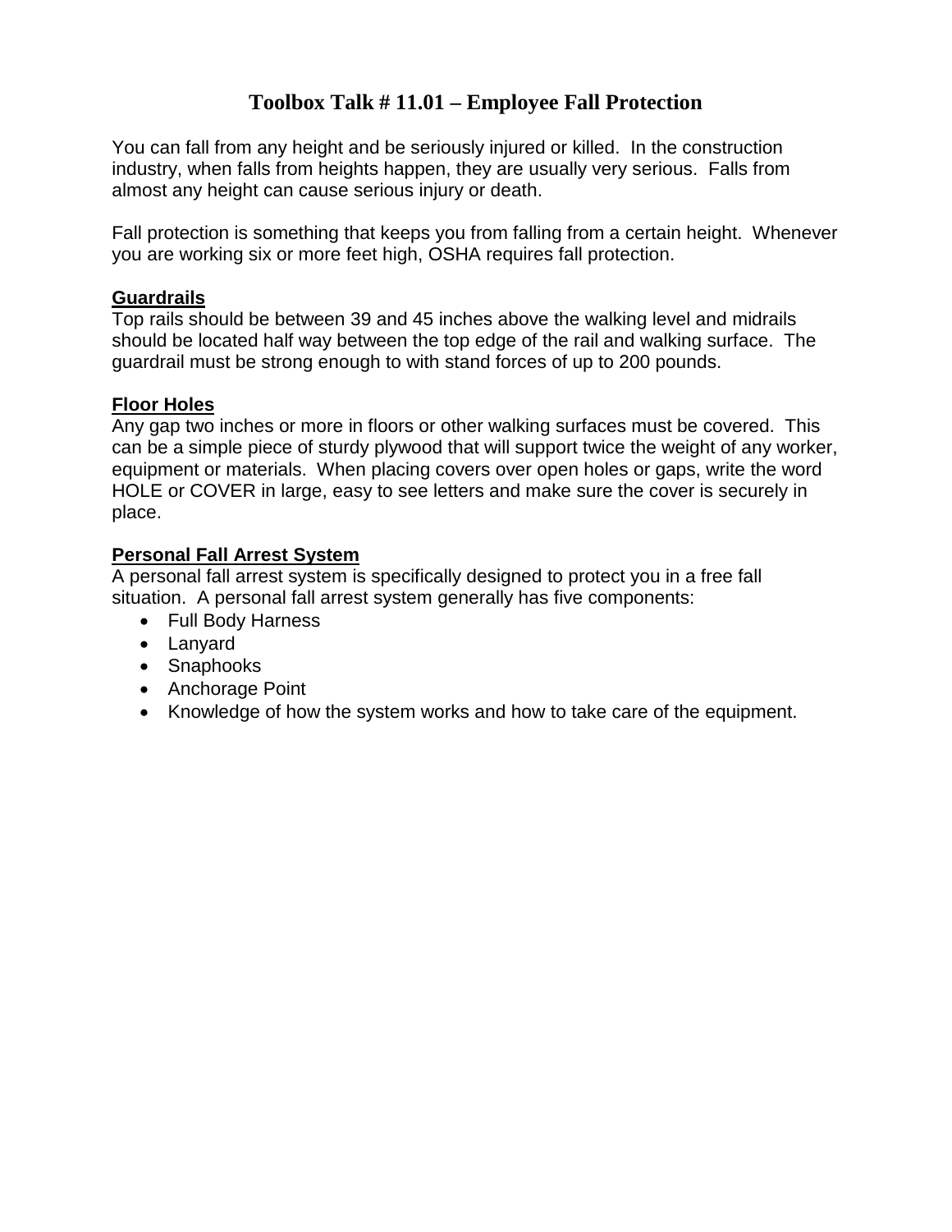# Toolbox Talk # 11.01 – Employee Fall Protection

You can fall from any height and be seriously injured or killed.  In the construction industry, when falls from heights happen, they are usually very serious.  Falls from almost any height can cause serious injury or death.

Fall protection is something that keeps you from falling from a certain height.  Whenever you are working six or more feet high, OSHA requires fall protection.

## Guardrails

Top rails should be between 39 and 45 inches above the walking level and midrails should be located half way between the top edge of the rail and walking surface.  The guardrail must be strong enough to with stand forces of up to 200 pounds.

## Floor Holes

Any gap two inches or more in floors or other walking surfaces must be covered.  This can be a simple piece of sturdy plywood that will support twice the weight of any worker, equipment or materials.  When placing covers over open holes or gaps, write the word HOLE or COVER in large, easy to see letters and make sure the cover is securely in place.

## Personal Fall Arrest System

A personal fall arrest system is specifically designed to protect you in a free fall situation.  A personal fall arrest system generally has five components:

- Full Body Harness
- Lanyard
- Snaphooks
- Anchorage Point
- Knowledge of how the system works and how to take care of the equipment.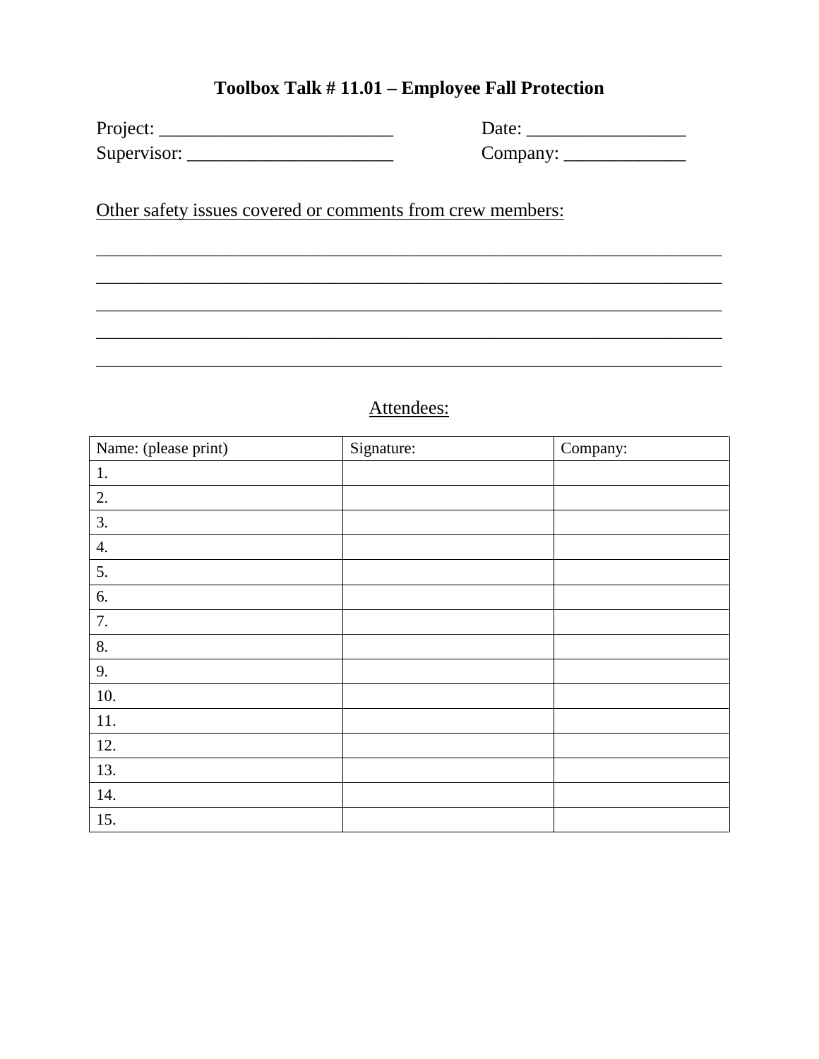**Toolbox Talk # 11.01 – Employee Fall Protection**

Project: _________________________ Date: _________________

Supervisor: ______________________ Company: _____________

Other safety issues covered or comments from crew members:

_____________________________________________________________________________

_____________________________________________________________________________

_____________________________________________________________________________

_____________________________________________________________________________

_____________________________________________________________________________

Attendees:

| Name: (please print) | Signature: | Company: |
|---|---|---|
| 1. | | |
| 2. | | |
| 3. | | |
| 4. | | |
| 5. | | |
| 6. | | |
| 7. | | |
| 8. | | |
| 9. | | |
| 10. | | |
| 11. | | |
| 12. | | |
| 13. | | |
| 14. | | |
| 15. | | |